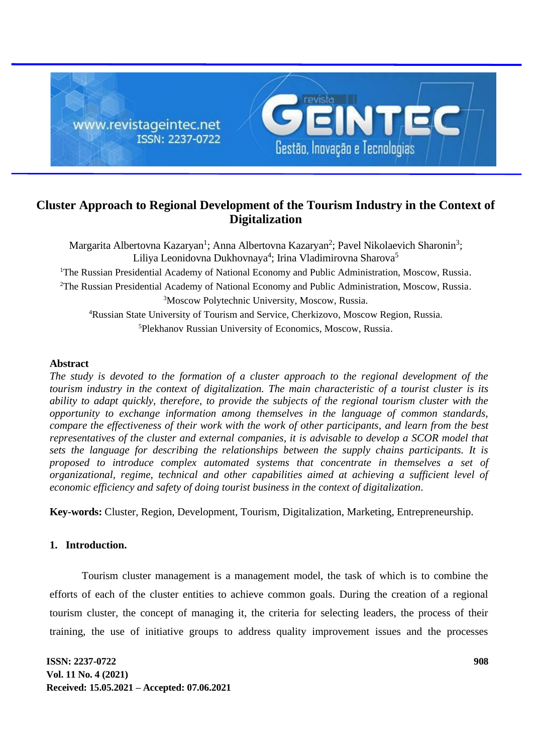# Cluster Approach to Regional Development of the Tourism Industry in the Context of Digitalization

Margarita Albertovna Kazaryan[1]; Anna Albertovna Kazaryan[2]; Pavel Nikolaevich Sharonin[3]; Liliya Leonidovna Dukhovnaya[4]; Irina Vladimirovna Sharova[5]

[1]The Russian Presidential Academy of National Economy and Public Administration, Moscow, Russia.

[2]The Russian Presidential Academy of National Economy and Public Administration, Moscow, Russia.

[3]Moscow Polytechnic University, Moscow, Russia.

[4]Russian State University of Tourism and Service, Cherkizovo, Moscow Region, Russia.

[5]Plekhanov Russian University of Economics, Moscow, Russia.

## Abstract

*The study is devoted to the formation of a cluster approach to the regional development of the tourism industry in the context of digitalization. The main characteristic of a tourist cluster is its ability to adapt quickly, therefore, to provide the subjects of the regional tourism cluster with the opportunity to exchange information among themselves in the language of common standards, compare the effectiveness of their work with the work of other participants, and learn from the best representatives of the cluster and external companies, it is advisable to develop a SCOR model that sets the language for describing the relationships between the supply chains participants. It is proposed to introduce complex automated systems that concentrate in themselves a set of organizational, regime, technical and other capabilities aimed at achieving a sufficient level of economic efficiency and safety of doing tourist business in the context of digitalization.*

**Key-words:** Cluster, Region, Development, Tourism, Digitalization, Marketing, Entrepreneurship.

## 1. Introduction.

Tourism cluster management is a management model, the task of which is to combine the efforts of each of the cluster entities to achieve common goals. During the creation of a regional tourism cluster, the concept of managing it, the criteria for selecting leaders, the process of their training, the use of initiative groups to address quality improvement issues and the processes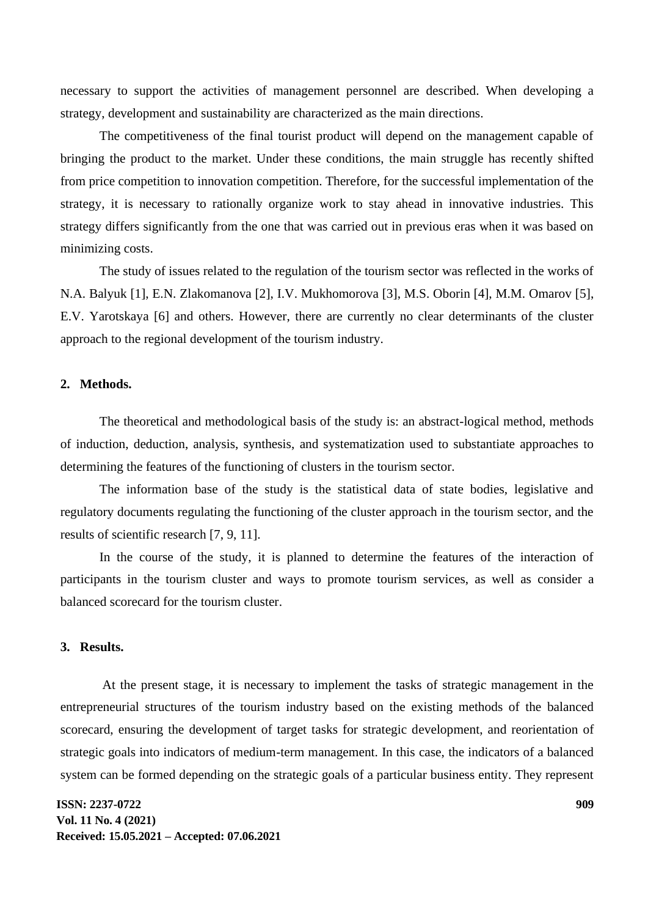necessary to support the activities of management personnel are described. When developing a strategy, development and sustainability are characterized as the main directions.

The competitiveness of the final tourist product will depend on the management capable of bringing the product to the market. Under these conditions, the main struggle has recently shifted from price competition to innovation competition. Therefore, for the successful implementation of the strategy, it is necessary to rationally organize work to stay ahead in innovative industries. This strategy differs significantly from the one that was carried out in previous eras when it was based on minimizing costs.

The study of issues related to the regulation of the tourism sector was reflected in the works of N.A. Balyuk [1], E.N. Zlakomanova [2], I.V. Mukhomorova [3], M.S. Oborin [4], M.M. Omarov [5], E.V. Yarotskaya [6] and others. However, there are currently no clear determinants of the cluster approach to the regional development of the tourism industry.

## 2. Methods.

The theoretical and methodological basis of the study is: an abstract-logical method, methods of induction, deduction, analysis, synthesis, and systematization used to substantiate approaches to determining the features of the functioning of clusters in the tourism sector.

The information base of the study is the statistical data of state bodies, legislative and regulatory documents regulating the functioning of the cluster approach in the tourism sector, and the results of scientific research [7, 9, 11].

In the course of the study, it is planned to determine the features of the interaction of participants in the tourism cluster and ways to promote tourism services, as well as consider a balanced scorecard for the tourism cluster.

## 3. Results.

At the present stage, it is necessary to implement the tasks of strategic management in the entrepreneurial structures of the tourism industry based on the existing methods of the balanced scorecard, ensuring the development of target tasks for strategic development, and reorientation of strategic goals into indicators of medium-term management. In this case, the indicators of a balanced system can be formed depending on the strategic goals of a particular business entity. They represent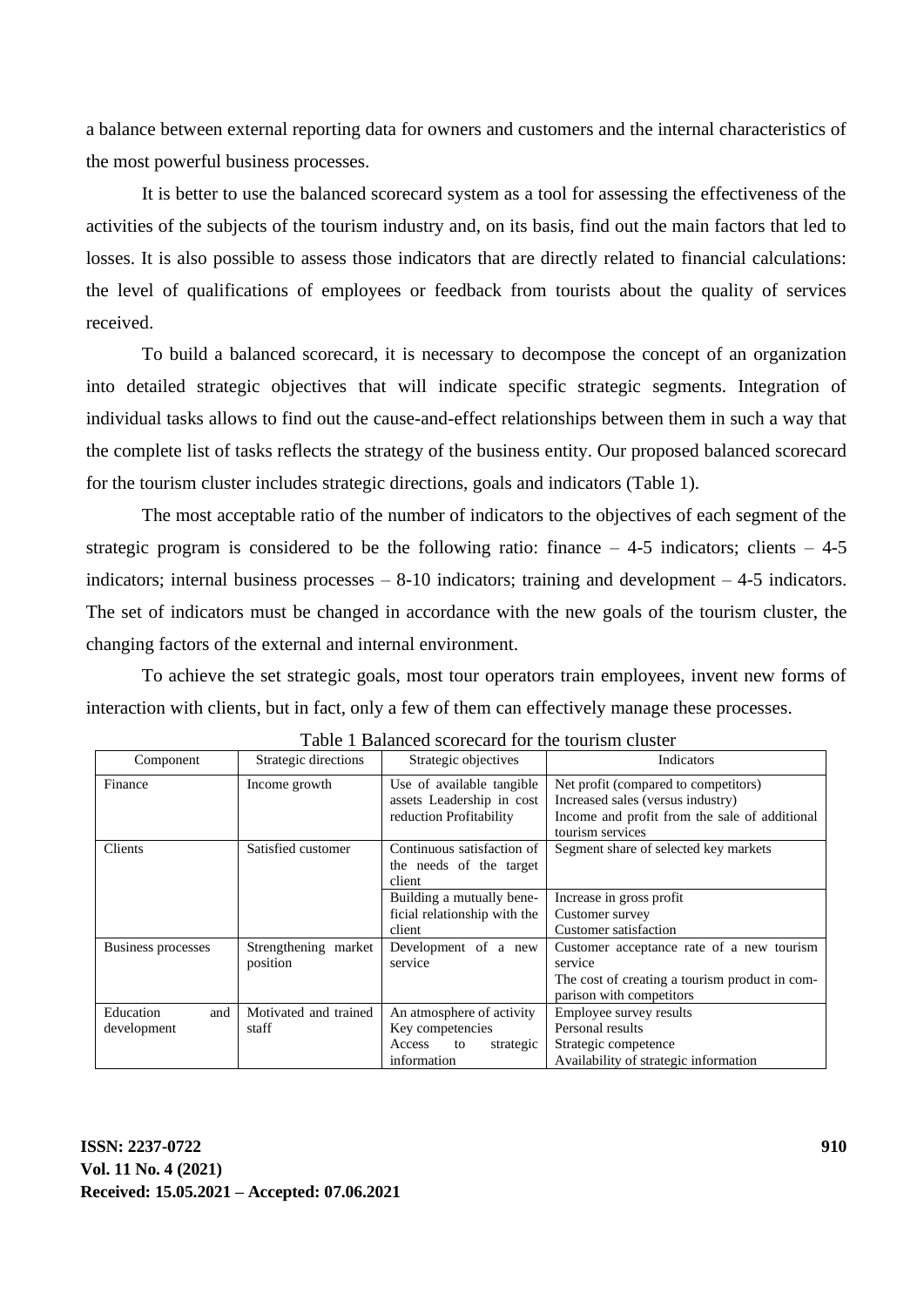a balance between external reporting data for owners and customers and the internal characteristics of the most powerful business processes.

It is better to use the balanced scorecard system as a tool for assessing the effectiveness of the activities of the subjects of the tourism industry and, on its basis, find out the main factors that led to losses. It is also possible to assess those indicators that are directly related to financial calculations: the level of qualifications of employees or feedback from tourists about the quality of services received.

To build a balanced scorecard, it is necessary to decompose the concept of an organization into detailed strategic objectives that will indicate specific strategic segments. Integration of individual tasks allows to find out the cause-and-effect relationships between them in such a way that the complete list of tasks reflects the strategy of the business entity. Our proposed balanced scorecard for the tourism cluster includes strategic directions, goals and indicators (Table 1).

The most acceptable ratio of the number of indicators to the objectives of each segment of the strategic program is considered to be the following ratio: finance – 4-5 indicators; clients – 4-5 indicators; internal business processes – 8-10 indicators; training and development – 4-5 indicators. The set of indicators must be changed in accordance with the new goals of the tourism cluster, the changing factors of the external and internal environment.

To achieve the set strategic goals, most tour operators train employees, invent new forms of interaction with clients, but in fact, only a few of them can effectively manage these processes.

Table 1 Balanced scorecard for the tourism cluster

| Component | Strategic directions | Strategic objectives | Indicators |
|---|---|---|---|
| Finance | Income growth | Use of available tangible assets Leadership in cost reduction Profitability | Net profit (compared to competitors)<br>Increased sales (versus industry)<br>Income and profit from the sale of additional tourism services |
| Clients | Satisfied customer | Continuous satisfaction of the needs of the target client | Segment share of selected key markets |
| | | Building a mutually beneficial relationship with the client | Increase in gross profit<br>Customer survey<br>Customer satisfaction |
| Business processes | Strengthening market position | Development of a new service | Customer acceptance rate of a new tourism service<br>The cost of creating a tourism product in comparison with competitors |
| Education and development | Motivated and trained staff | An atmosphere of activity<br>Key competencies<br>Access to strategic information | Employee survey results<br>Personal results<br>Strategic competence<br>Availability of strategic information |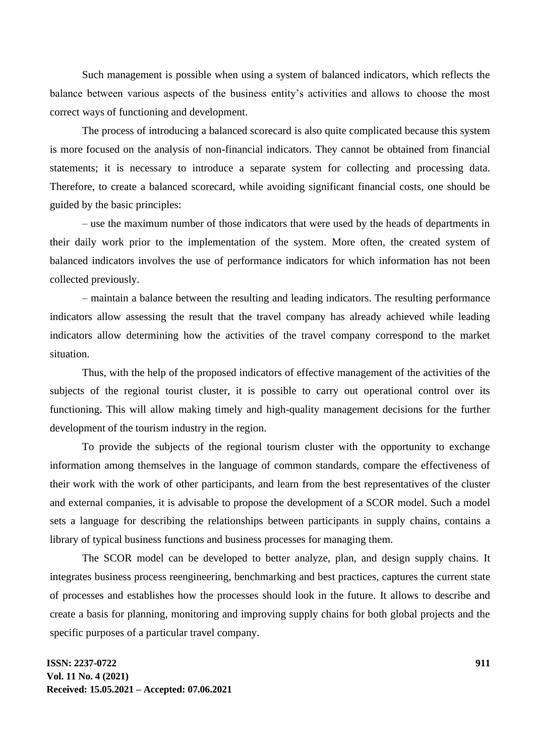Such management is possible when using a system of balanced indicators, which reflects the balance between various aspects of the business entity's activities and allows to choose the most correct ways of functioning and development.

The process of introducing a balanced scorecard is also quite complicated because this system is more focused on the analysis of non-financial indicators. They cannot be obtained from financial statements; it is necessary to introduce a separate system for collecting and processing data. Therefore, to create a balanced scorecard, while avoiding significant financial costs, one should be guided by the basic principles:

– use the maximum number of those indicators that were used by the heads of departments in their daily work prior to the implementation of the system. More often, the created system of balanced indicators involves the use of performance indicators for which information has not been collected previously.

– maintain a balance between the resulting and leading indicators. The resulting performance indicators allow assessing the result that the travel company has already achieved while leading indicators allow determining how the activities of the travel company correspond to the market situation.

Thus, with the help of the proposed indicators of effective management of the activities of the subjects of the regional tourist cluster, it is possible to carry out operational control over its functioning. This will allow making timely and high-quality management decisions for the further development of the tourism industry in the region.

To provide the subjects of the regional tourism cluster with the opportunity to exchange information among themselves in the language of common standards, compare the effectiveness of their work with the work of other participants, and learn from the best representatives of the cluster and external companies, it is advisable to propose the development of a SCOR model. Such a model sets a language for describing the relationships between participants in supply chains, contains a library of typical business functions and business processes for managing them.

The SCOR model can be developed to better analyze, plan, and design supply chains. It integrates business process reengineering, benchmarking and best practices, captures the current state of processes and establishes how the processes should look in the future. It allows to describe and create a basis for planning, monitoring and improving supply chains for both global projects and the specific purposes of a particular travel company.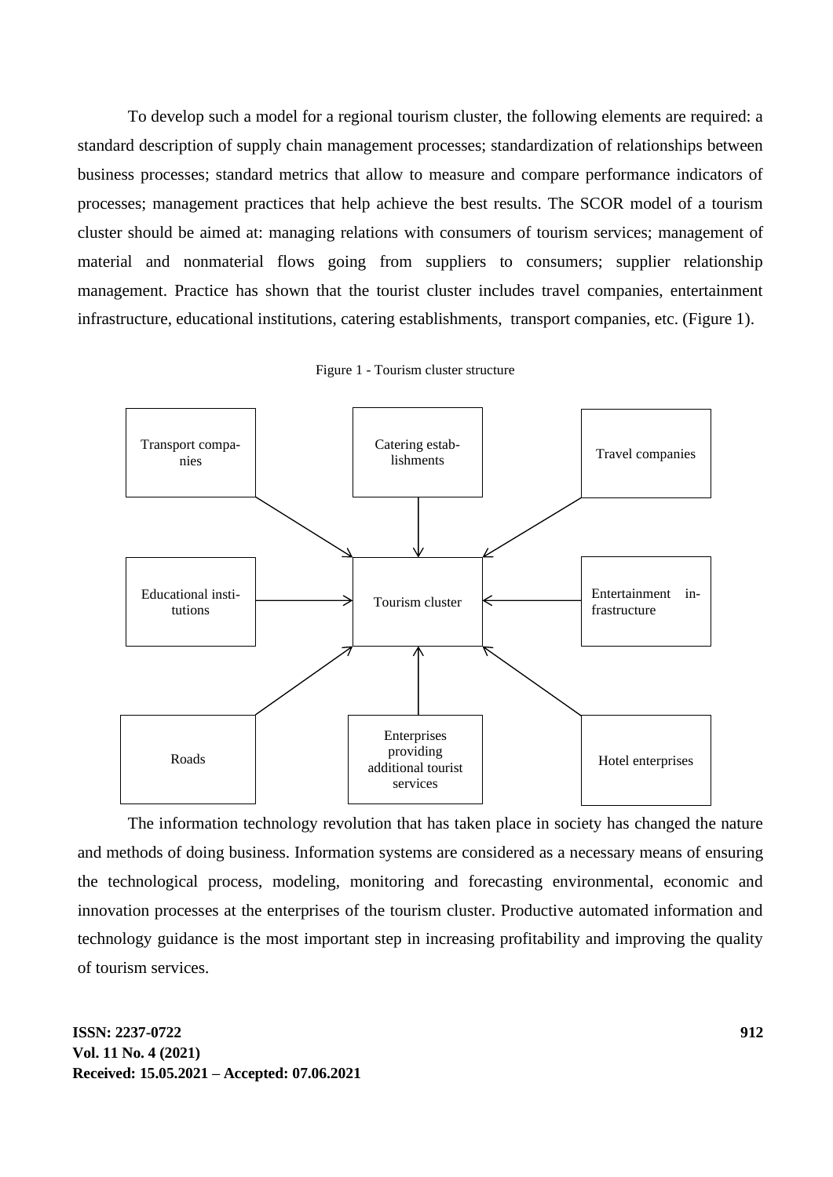To develop such a model for a regional tourism cluster, the following elements are required: a standard description of supply chain management processes; standardization of relationships between business processes; standard metrics that allow to measure and compare performance indicators of processes; management practices that help achieve the best results. The SCOR model of a tourism cluster should be aimed at: managing relations with consumers of tourism services; management of material and nonmaterial flows going from suppliers to consumers; supplier relationship management. Practice has shown that the tourist cluster includes travel companies, entertainment infrastructure, educational institutions, catering establishments, transport companies, etc. (Figure 1).

Figure 1 - Tourism cluster structure

- Transport companies → Tourism cluster
- Catering establishments → Tourism cluster
- Travel companies → Tourism cluster
- Educational institutions → Tourism cluster
- Entertainment infrastructure → Tourism cluster
- Roads → Tourism cluster
- Enterprises providing additional tourist services → Tourism cluster
- Hotel enterprises → Tourism cluster

The information technology revolution that has taken place in society has changed the nature and methods of doing business. Information systems are considered as a necessary means of ensuring the technological process, modeling, monitoring and forecasting environmental, economic and innovation processes at the enterprises of the tourism cluster. Productive automated information and technology guidance is the most important step in increasing profitability and improving the quality of tourism services.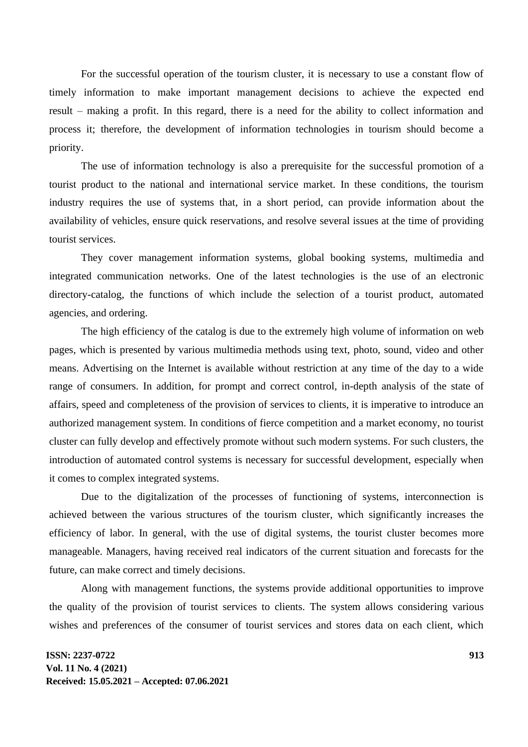For the successful operation of the tourism cluster, it is necessary to use a constant flow of timely information to make important management decisions to achieve the expected end result – making a profit. In this regard, there is a need for the ability to collect information and process it; therefore, the development of information technologies in tourism should become a priority.

The use of information technology is also a prerequisite for the successful promotion of a tourist product to the national and international service market. In these conditions, the tourism industry requires the use of systems that, in a short period, can provide information about the availability of vehicles, ensure quick reservations, and resolve several issues at the time of providing tourist services.

They cover management information systems, global booking systems, multimedia and integrated communication networks. One of the latest technologies is the use of an electronic directory-catalog, the functions of which include the selection of a tourist product, automated agencies, and ordering.

The high efficiency of the catalog is due to the extremely high volume of information on web pages, which is presented by various multimedia methods using text, photo, sound, video and other means. Advertising on the Internet is available without restriction at any time of the day to a wide range of consumers. In addition, for prompt and correct control, in-depth analysis of the state of affairs, speed and completeness of the provision of services to clients, it is imperative to introduce an authorized management system. In conditions of fierce competition and a market economy, no tourist cluster can fully develop and effectively promote without such modern systems. For such clusters, the introduction of automated control systems is necessary for successful development, especially when it comes to complex integrated systems.

Due to the digitalization of the processes of functioning of systems, interconnection is achieved between the various structures of the tourism cluster, which significantly increases the efficiency of labor. In general, with the use of digital systems, the tourist cluster becomes more manageable. Managers, having received real indicators of the current situation and forecasts for the future, can make correct and timely decisions.

Along with management functions, the systems provide additional opportunities to improve the quality of the provision of tourist services to clients. The system allows considering various wishes and preferences of the consumer of tourist services and stores data on each client, which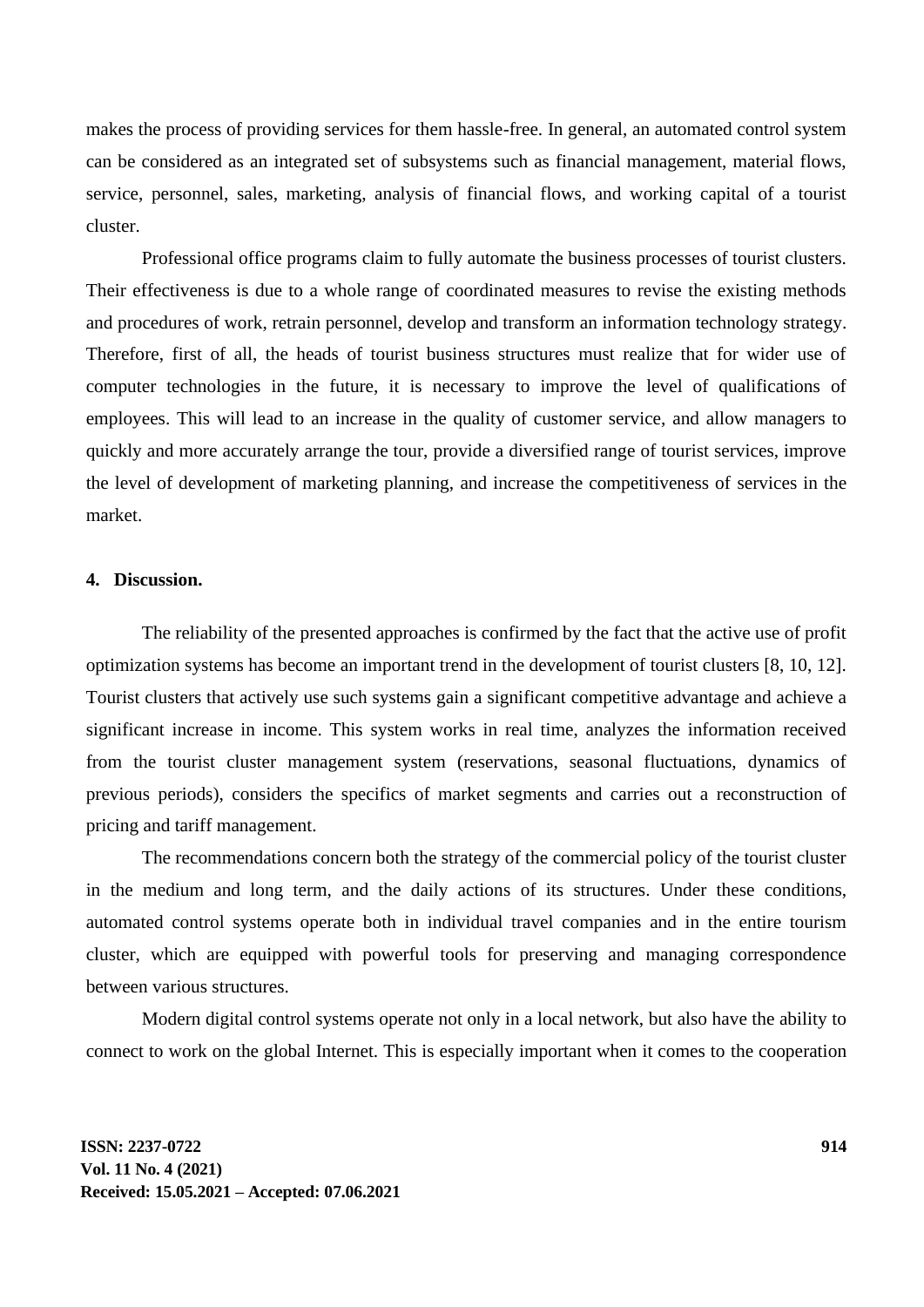makes the process of providing services for them hassle-free. In general, an automated control system can be considered as an integrated set of subsystems such as financial management, material flows, service, personnel, sales, marketing, analysis of financial flows, and working capital of a tourist cluster.

Professional office programs claim to fully automate the business processes of tourist clusters. Their effectiveness is due to a whole range of coordinated measures to revise the existing methods and procedures of work, retrain personnel, develop and transform an information technology strategy. Therefore, first of all, the heads of tourist business structures must realize that for wider use of computer technologies in the future, it is necessary to improve the level of qualifications of employees. This will lead to an increase in the quality of customer service, and allow managers to quickly and more accurately arrange the tour, provide a diversified range of tourist services, improve the level of development of marketing planning, and increase the competitiveness of services in the market.

## 4. Discussion.

The reliability of the presented approaches is confirmed by the fact that the active use of profit optimization systems has become an important trend in the development of tourist clusters [8, 10, 12]. Tourist clusters that actively use such systems gain a significant competitive advantage and achieve a significant increase in income. This system works in real time, analyzes the information received from the tourist cluster management system (reservations, seasonal fluctuations, dynamics of previous periods), considers the specifics of market segments and carries out a reconstruction of pricing and tariff management.

The recommendations concern both the strategy of the commercial policy of the tourist cluster in the medium and long term, and the daily actions of its structures. Under these conditions, automated control systems operate both in individual travel companies and in the entire tourism cluster, which are equipped with powerful tools for preserving and managing correspondence between various structures.

Modern digital control systems operate not only in a local network, but also have the ability to connect to work on the global Internet. This is especially important when it comes to the cooperation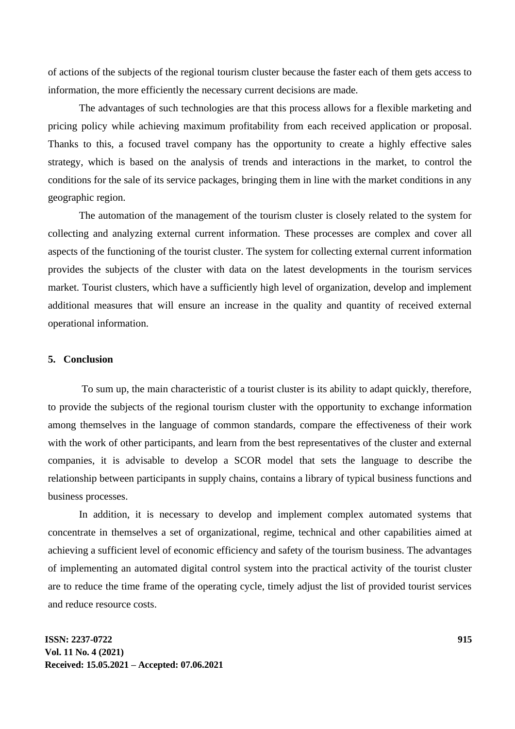of actions of the subjects of the regional tourism cluster because the faster each of them gets access to information, the more efficiently the necessary current decisions are made.

The advantages of such technologies are that this process allows for a flexible marketing and pricing policy while achieving maximum profitability from each received application or proposal. Thanks to this, a focused travel company has the opportunity to create a highly effective sales strategy, which is based on the analysis of trends and interactions in the market, to control the conditions for the sale of its service packages, bringing them in line with the market conditions in any geographic region.

The automation of the management of the tourism cluster is closely related to the system for collecting and analyzing external current information. These processes are complex and cover all aspects of the functioning of the tourist cluster. The system for collecting external current information provides the subjects of the cluster with data on the latest developments in the tourism services market. Tourist clusters, which have a sufficiently high level of organization, develop and implement additional measures that will ensure an increase in the quality and quantity of received external operational information.

## 5. Conclusion

To sum up, the main characteristic of a tourist cluster is its ability to adapt quickly, therefore, to provide the subjects of the regional tourism cluster with the opportunity to exchange information among themselves in the language of common standards, compare the effectiveness of their work with the work of other participants, and learn from the best representatives of the cluster and external companies, it is advisable to develop a SCOR model that sets the language to describe the relationship between participants in supply chains, contains a library of typical business functions and business processes.

In addition, it is necessary to develop and implement complex automated systems that concentrate in themselves a set of organizational, regime, technical and other capabilities aimed at achieving a sufficient level of economic efficiency and safety of the tourism business. The advantages of implementing an automated digital control system into the practical activity of the tourist cluster are to reduce the time frame of the operating cycle, timely adjust the list of provided tourist services and reduce resource costs.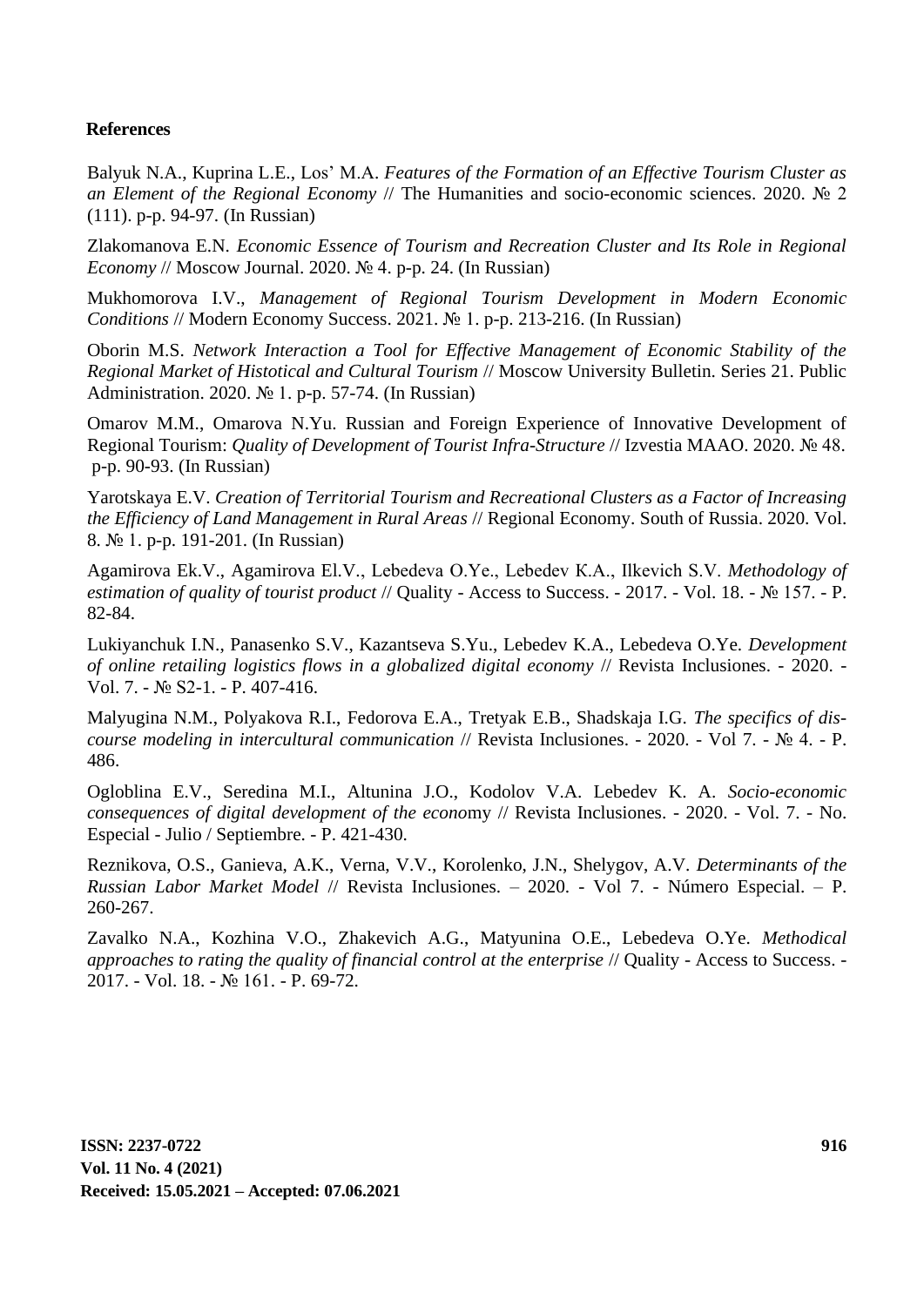## References

Balyuk N.A., Kuprina L.E., Los' M.A. *Features of the Formation of an Effective Tourism Cluster as an Element of the Regional Economy* // The Humanities and socio-economic sciences. 2020. № 2 (111). p-p. 94-97. (In Russian)

Zlakomanova E.N. *Economic Essence of Tourism and Recreation Cluster and Its Role in Regional Economy* // Moscow Journal. 2020. № 4. p-p. 24. (In Russian)

Mukhomorova I.V., *Management of Regional Tourism Development in Modern Economic Conditions* // Modern Economy Success. 2021. № 1. p-p. 213-216. (In Russian)

Oborin M.S. *Network Interaction a Tool for Effective Management of Economic Stability of the Regional Market of Histotical and Cultural Tourism* // Moscow University Bulletin. Series 21. Public Administration. 2020. № 1. p-p. 57-74. (In Russian)

Omarov M.M., Omarova N.Yu. Russian and Foreign Experience of Innovative Development of Regional Tourism: *Quality of Development of Tourist Infra-Structure* // Izvestia MAAO. 2020. № 48. p-p. 90-93. (In Russian)

Yarotskaya E.V. *Creation of Territorial Tourism and Recreational Clusters as a Factor of Increasing the Efficiency of Land Management in Rural Areas* // Regional Economy. South of Russia. 2020. Vol. 8. № 1. p-p. 191-201. (In Russian)

Agamirova Ek.V., Agamirova El.V., Lebedeva O.Ye., Lebedev K.A., Ilkevich S.V. *Methodology of estimation of quality of tourist product* // Quality - Access to Success. - 2017. - Vol. 18. - № 157. - P. 82-84.

Lukiyanchuk I.N., Panasenko S.V., Kazantseva S.Yu., Lebedev K.A., Lebedeva O.Ye. *Development of online retailing logistics flows in a globalized digital economy* // Revista Inclusiones. - 2020. - Vol. 7. - № S2-1. - P. 407-416.

Malyugina N.M., Polyakova R.I., Fedorova E.A., Tretyak E.B., Shadskaja I.G. *The specifics of discourse modeling in intercultural communication* // Revista Inclusiones. - 2020. - Vol 7. - № 4. - P. 486.

Ogloblina E.V., Seredina M.I., Altunina J.O., Kodolov V.A. Lebedev K. A. *Socio-economic consequences of digital development of the econo*my // Revista Inclusiones. - 2020. - Vol. 7. - No. Especial - Julio / Septiembre. - P. 421-430.

Reznikova, O.S., Ganieva, A.K., Verna, V.V., Korolenko, J.N., Shelygov, A.V. *Determinants of the Russian Labor Market Model* // Revista Inclusiones. – 2020. - Vol 7. - Número Especial. – P. 260-267.

Zavalko N.A., Kozhina V.O., Zhakevich A.G., Matyunina O.E., Lebedeva O.Ye. *Methodical approaches to rating the quality of financial control at the enterprise* // Quality - Access to Success. - 2017. - Vol. 18. - № 161. - P. 69-72.

**Received: 15.05.2021 – Accepted: 07.06.2021**